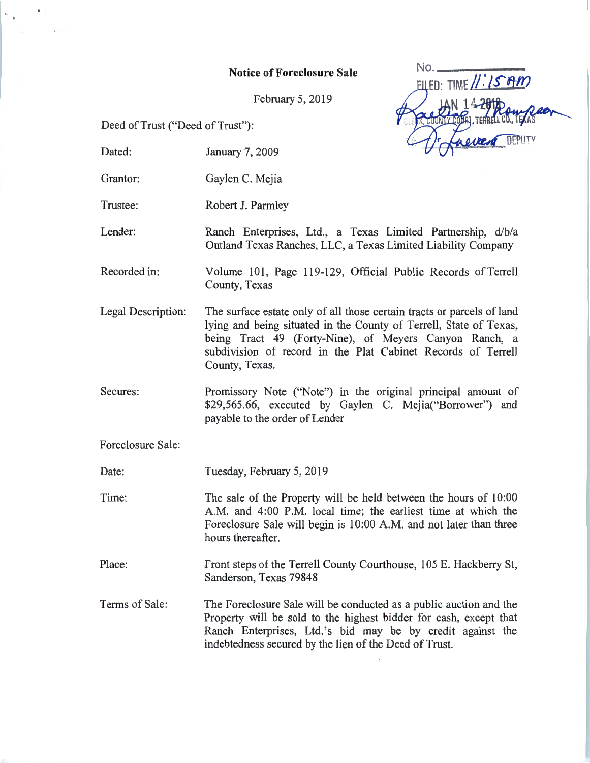# Notice of Foreclosure Sale

February 5, 2019

No. ___________
FILED: TIME 11:15 AM
JAN 14 2019
CLERK, COUNTY COURT, TERRELL CO., TEXAS
DEPUTY

Deed of Trust ("Deed of Trust"):

| | |
|---|---|
| Dated: | January 7, 2009 |
| Grantor: | Gaylen C. Mejia |
| Trustee: | Robert J. Parmley |
| Lender: | Ranch Enterprises, Ltd., a Texas Limited Partnership, d/b/a Outland Texas Ranches, LLC, a Texas Limited Liability Company |
| Recorded in: | Volume 101, Page 119-129, Official Public Records of Terrell County, Texas |
| Legal Description: | The surface estate only of all those certain tracts or parcels of land lying and being situated in the County of Terrell, State of Texas, being Tract 49 (Forty-Nine), of Meyers Canyon Ranch, a subdivision of record in the Plat Cabinet Records of Terrell County, Texas. |
| Secures: | Promissory Note ("Note") in the original principal amount of $29,565.66, executed by Gaylen C. Mejia("Borrower") and payable to the order of Lender |

Foreclosure Sale:

| | |
|---|---|
| Date: | Tuesday, February 5, 2019 |
| Time: | The sale of the Property will be held between the hours of 10:00 A.M. and 4:00 P.M. local time; the earliest time at which the Foreclosure Sale will begin is 10:00 A.M. and not later than three hours thereafter. |
| Place: | Front steps of the Terrell County Courthouse, 105 E. Hackberry St, Sanderson, Texas 79848 |
| Terms of Sale: | The Foreclosure Sale will be conducted as a public auction and the Property will be sold to the highest bidder for cash, except that Ranch Enterprises, Ltd.'s bid may be by credit against the indebtedness secured by the lien of the Deed of Trust. |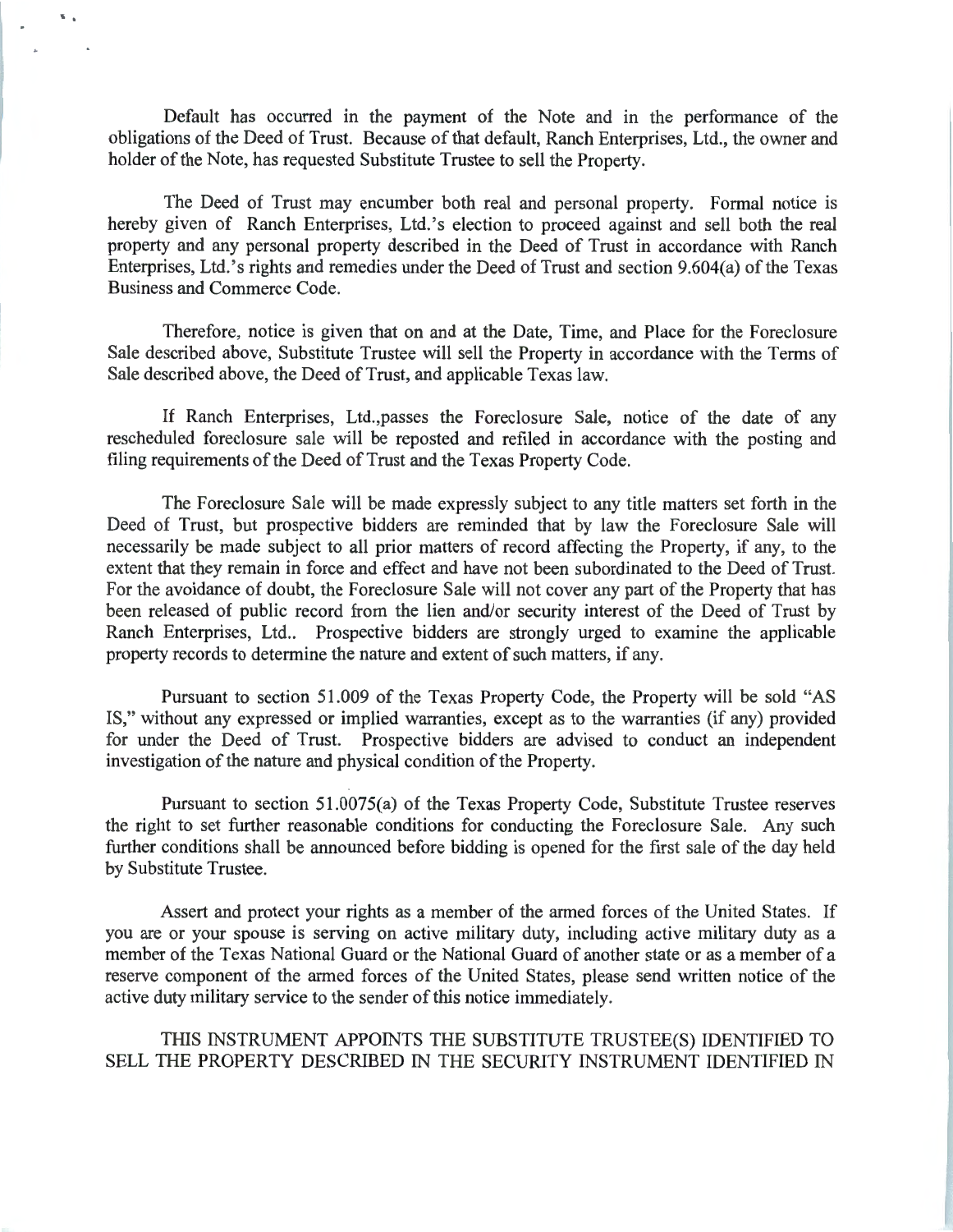Default has occurred in the payment of the Note and in the performance of the obligations of the Deed of Trust. Because of that default, Ranch Enterprises, Ltd., the owner and holder of the Note, has requested Substitute Trustee to sell the Property.

The Deed of Trust may encumber both real and personal property. Formal notice is hereby given of Ranch Enterprises, Ltd.'s election to proceed against and sell both the real property and any personal property described in the Deed of Trust in accordance with Ranch Enterprises, Ltd.'s rights and remedies under the Deed of Trust and section 9.604(a) of the Texas Business and Commerce Code.

Therefore, notice is given that on and at the Date, Time, and Place for the Foreclosure Sale described above, Substitute Trustee will sell the Property in accordance with the Terms of Sale described above, the Deed of Trust, and applicable Texas law.

If Ranch Enterprises, Ltd.,passes the Foreclosure Sale, notice of the date of any rescheduled foreclosure sale will be reposted and refiled in accordance with the posting and filing requirements of the Deed of Trust and the Texas Property Code.

The Foreclosure Sale will be made expressly subject to any title matters set forth in the Deed of Trust, but prospective bidders are reminded that by law the Foreclosure Sale will necessarily be made subject to all prior matters of record affecting the Property, if any, to the extent that they remain in force and effect and have not been subordinated to the Deed of Trust. For the avoidance of doubt, the Foreclosure Sale will not cover any part of the Property that has been released of public record from the lien and/or security interest of the Deed of Trust by Ranch Enterprises, Ltd.. Prospective bidders are strongly urged to examine the applicable property records to determine the nature and extent of such matters, if any.

Pursuant to section 51.009 of the Texas Property Code, the Property will be sold "AS IS," without any expressed or implied warranties, except as to the warranties (if any) provided for under the Deed of Trust. Prospective bidders are advised to conduct an independent investigation of the nature and physical condition of the Property.

Pursuant to section 51.0075(a) of the Texas Property Code, Substitute Trustee reserves the right to set further reasonable conditions for conducting the Foreclosure Sale. Any such further conditions shall be announced before bidding is opened for the first sale of the day held by Substitute Trustee.

Assert and protect your rights as a member of the armed forces of the United States. If you are or your spouse is serving on active military duty, including active military duty as a member of the Texas National Guard or the National Guard of another state or as a member of a reserve component of the armed forces of the United States, please send written notice of the active duty military service to the sender of this notice immediately.

THIS INSTRUMENT APPOINTS THE SUBSTITUTE TRUSTEE(S) IDENTIFIED TO SELL THE PROPERTY DESCRIBED IN THE SECURITY INSTRUMENT IDENTIFIED IN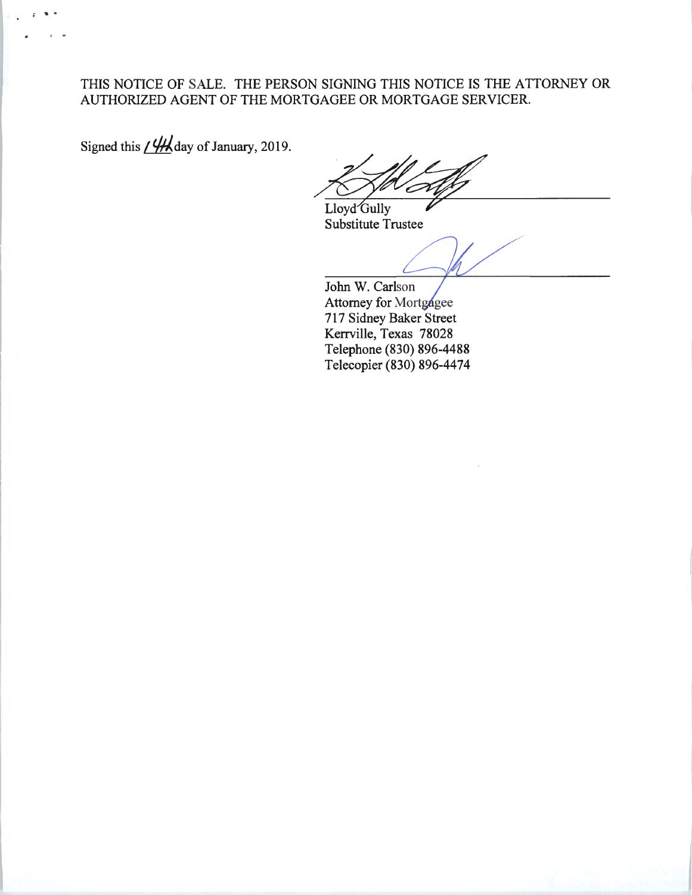THIS NOTICE OF SALE. THE PERSON SIGNING THIS NOTICE IS THE ATTORNEY OR AUTHORIZED AGENT OF THE MORTGAGEE OR MORTGAGE SERVICER.

Signed this 14th day of January, 2019.

Lloyd Gully  
Substitute Trustee

John W. Carlson  
Attorney for Mortgagee  
717 Sidney Baker Street  
Kerrville, Texas 78028  
Telephone (830) 896-4488  
Telecopier (830) 896-4474